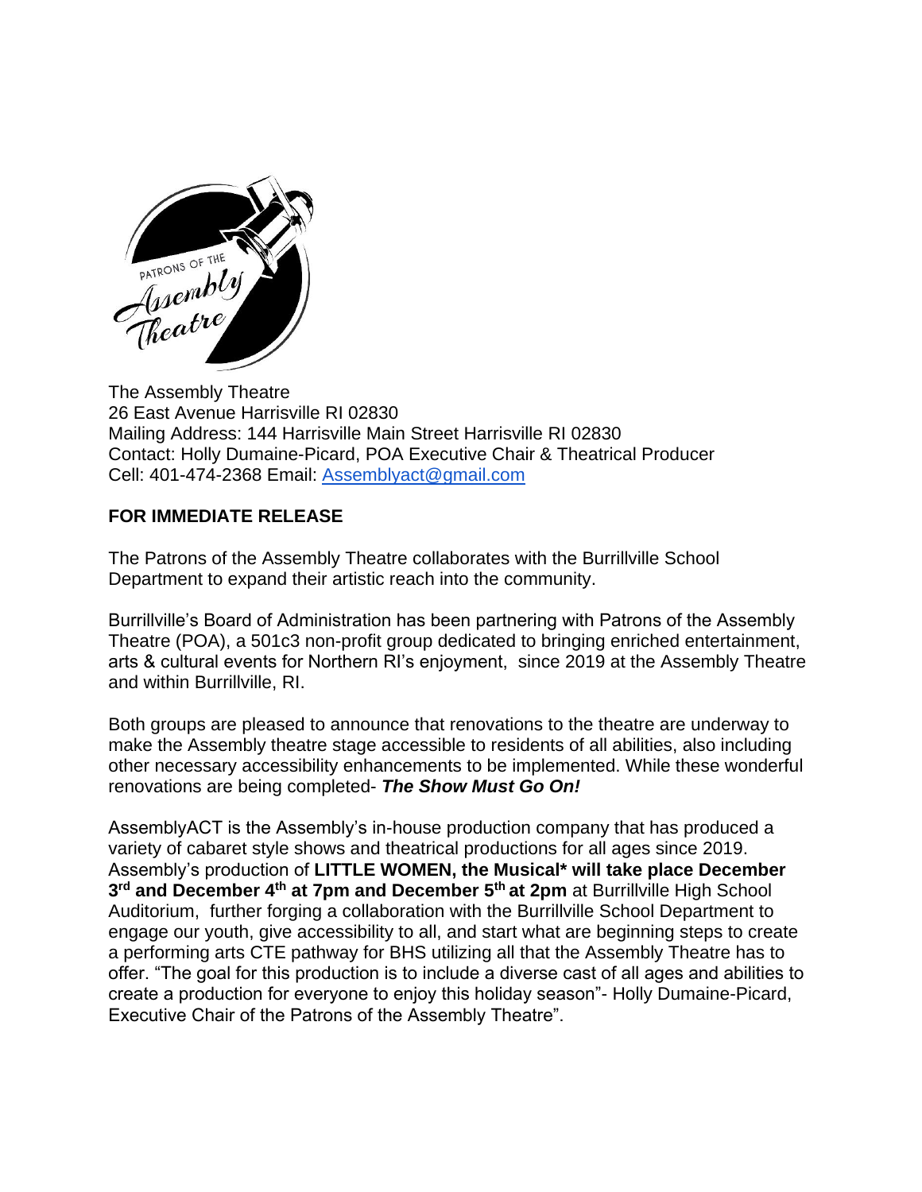The Assembly Theatre
26 East Avenue Harrisville RI 02830
Mailing Address: 144 Harrisville Main Street Harrisville RI 02830
Contact: Holly Dumaine-Picard, POA Executive Chair & Theatrical Producer
Cell: 401-474-2368 Email: [Assemblyact@gmail.com](mailto:Assemblyact@gmail.com)

**FOR IMMEDIATE RELEASE**

The Patrons of the Assembly Theatre collaborates with the Burrillville School Department to expand their artistic reach into the community.

Burrillville's Board of Administration has been partnering with Patrons of the Assembly Theatre (POA), a 501c3 non-profit group dedicated to bringing enriched entertainment, arts & cultural events for Northern RI's enjoyment, since 2019 at the Assembly Theatre and within Burrillville, RI.

Both groups are pleased to announce that renovations to the theatre are underway to make the Assembly theatre stage accessible to residents of all abilities, also including other necessary accessibility enhancements to be implemented. While these wonderful renovations are being completed- ***The Show Must Go On!***

AssemblyACT is the Assembly's in-house production company that has produced a variety of cabaret style shows and theatrical productions for all ages since 2019. Assembly's production of **LITTLE WOMEN, the Musical* will take place December 3rd and December 4th at 7pm and December 5th at 2pm** at Burrillville High School Auditorium, further forging a collaboration with the Burrillville School Department to engage our youth, give accessibility to all, and start what are beginning steps to create a performing arts CTE pathway for BHS utilizing all that the Assembly Theatre has to offer. "The goal for this production is to include a diverse cast of all ages and abilities to create a production for everyone to enjoy this holiday season"- Holly Dumaine-Picard, Executive Chair of the Patrons of the Assembly Theatre".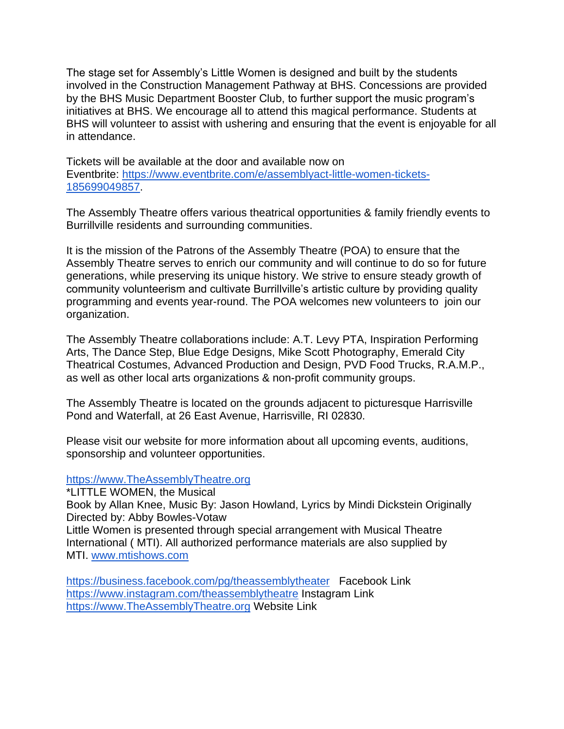The stage set for Assembly's Little Women is designed and built by the students involved in the Construction Management Pathway at BHS. Concessions are provided by the BHS Music Department Booster Club, to further support the music program's initiatives at BHS. We encourage all to attend this magical performance. Students at BHS will volunteer to assist with ushering and ensuring that the event is enjoyable for all in attendance.

Tickets will be available at the door and available now on Eventbrite: https://www.eventbrite.com/e/assemblyact-little-women-tickets-185699049857.

The Assembly Theatre offers various theatrical opportunities & family friendly events to Burrillville residents and surrounding communities.

It is the mission of the Patrons of the Assembly Theatre (POA) to ensure that the Assembly Theatre serves to enrich our community and will continue to do so for future generations, while preserving its unique history. We strive to ensure steady growth of community volunteerism and cultivate Burrillville's artistic culture by providing quality programming and events year-round. The POA welcomes new volunteers to join our organization.

The Assembly Theatre collaborations include: A.T. Levy PTA, Inspiration Performing Arts, The Dance Step, Blue Edge Designs, Mike Scott Photography, Emerald City Theatrical Costumes, Advanced Production and Design, PVD Food Trucks, R.A.M.P., as well as other local arts organizations & non-profit community groups.

The Assembly Theatre is located on the grounds adjacent to picturesque Harrisville Pond and Waterfall, at 26 East Avenue, Harrisville, RI 02830.

Please visit our website for more information about all upcoming events, auditions, sponsorship and volunteer opportunities.

https://www.TheAssemblyTheatre.org
*LITTLE WOMEN, the Musical
Book by Allan Knee, Music By: Jason Howland, Lyrics by Mindi Dickstein Originally Directed by: Abby Bowles-Votaw
Little Women is presented through special arrangement with Musical Theatre International ( MTI). All authorized performance materials are also supplied by MTI. www.mtishows.com

https://business.facebook.com/pg/theassemblytheater Facebook Link
https://www.instagram.com/theassemblytheatre Instagram Link
https://www.TheAssemblyTheatre.org Website Link